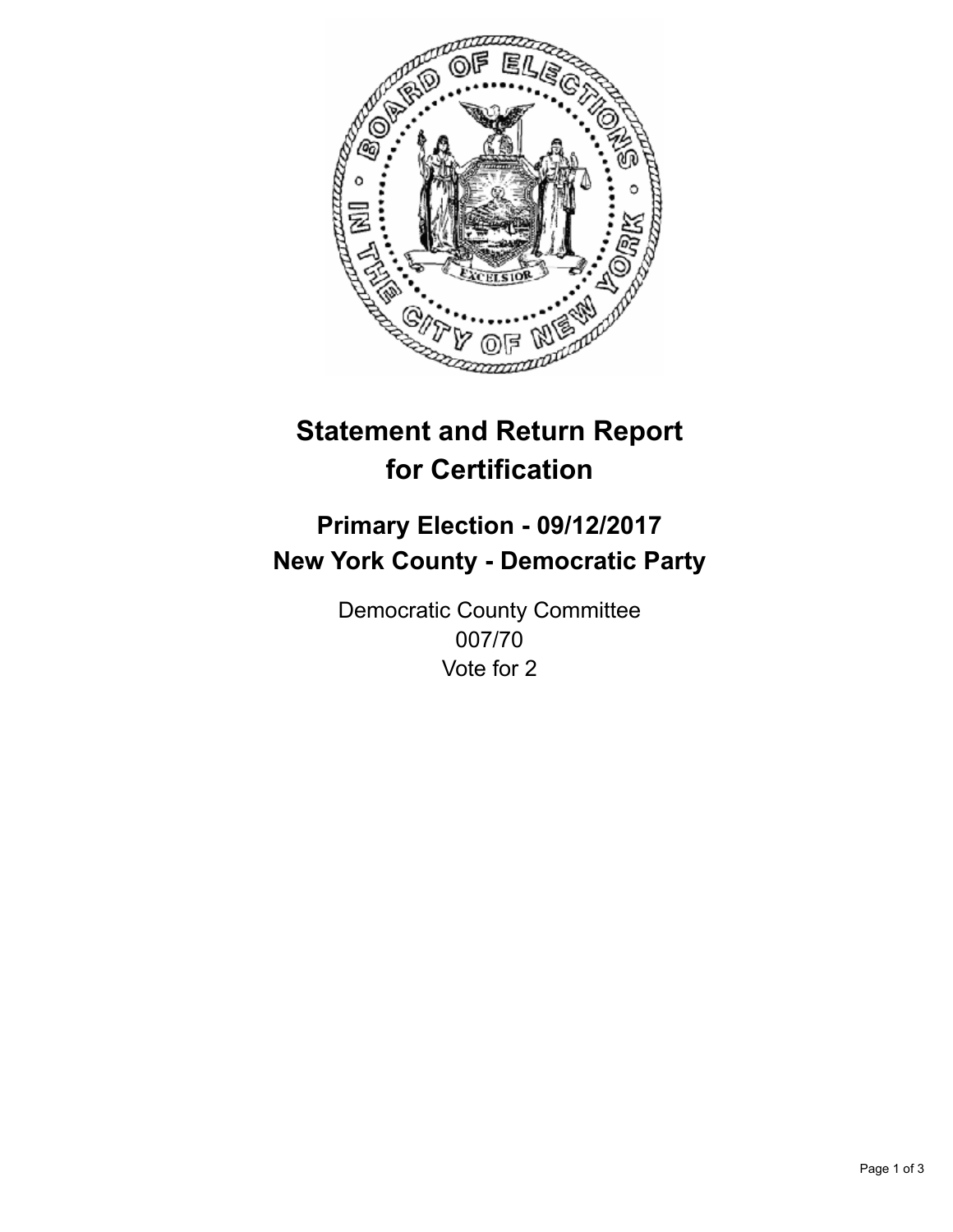# Statement and Return Report for Certification

## Primary Election - 09/12/2017
## New York County - Democratic Party

Democratic County Committee
007/70
Vote for 2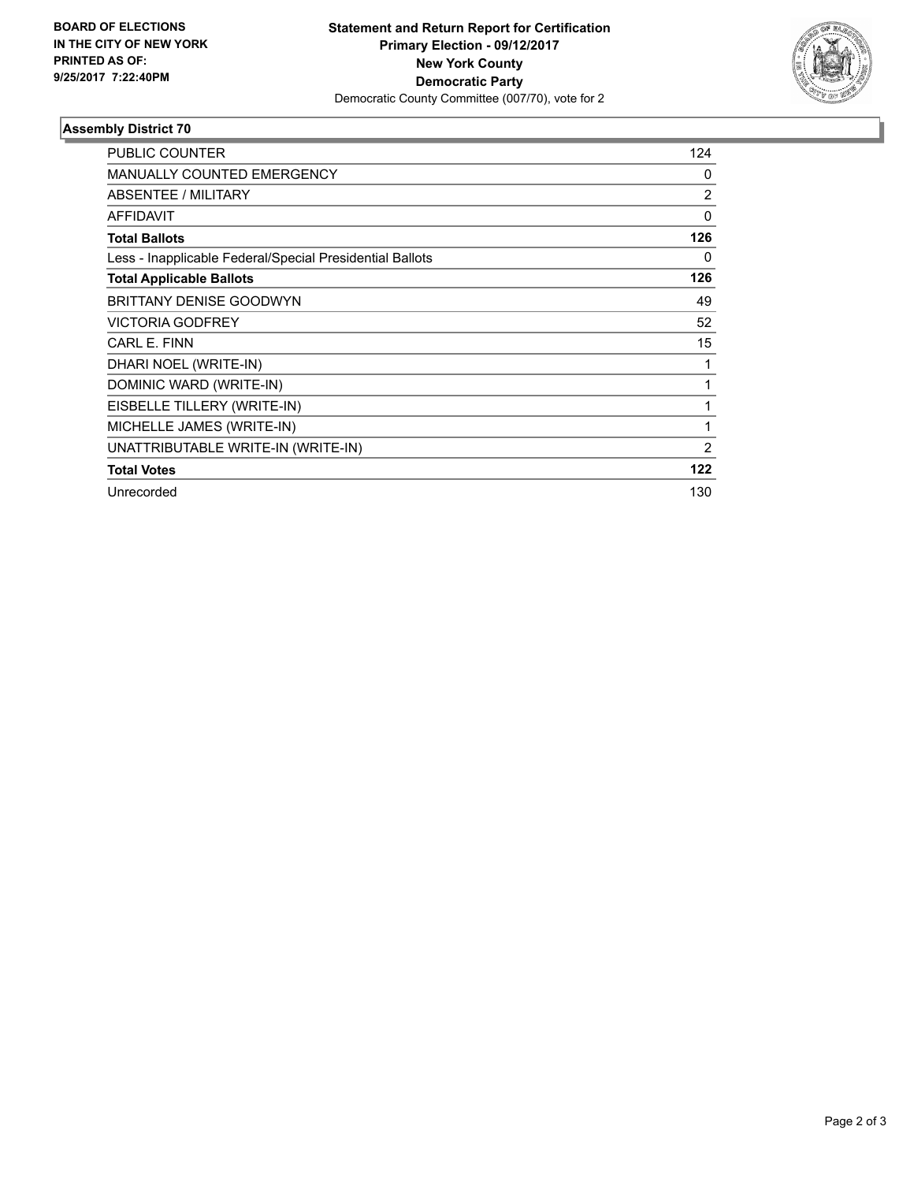**BOARD OF ELECTIONS IN THE CITY OF NEW YORK PRINTED AS OF: 9/25/2017 7:22:40PM**

**Statement and Return Report for Certification**
**Primary Election - 09/12/2017**
**New York County**
**Democratic Party**
Democratic County Committee (007/70), vote for 2

## Assembly District 70

| | |
|---|---|
| PUBLIC COUNTER | 124 |
| MANUALLY COUNTED EMERGENCY | 0 |
| ABSENTEE / MILITARY | 2 |
| AFFIDAVIT | 0 |
| **Total Ballots** | **126** |
| Less - Inapplicable Federal/Special Presidential Ballots | 0 |
| **Total Applicable Ballots** | **126** |
| BRITTANY DENISE GOODWYN | 49 |
| VICTORIA GODFREY | 52 |
| CARL E. FINN | 15 |
| DHARI NOEL (WRITE-IN) | 1 |
| DOMINIC WARD (WRITE-IN) | 1 |
| EISBELLE TILLERY (WRITE-IN) | 1 |
| MICHELLE JAMES (WRITE-IN) | 1 |
| UNATTRIBUTABLE WRITE-IN (WRITE-IN) | 2 |
| **Total Votes** | **122** |
| Unrecorded | 130 |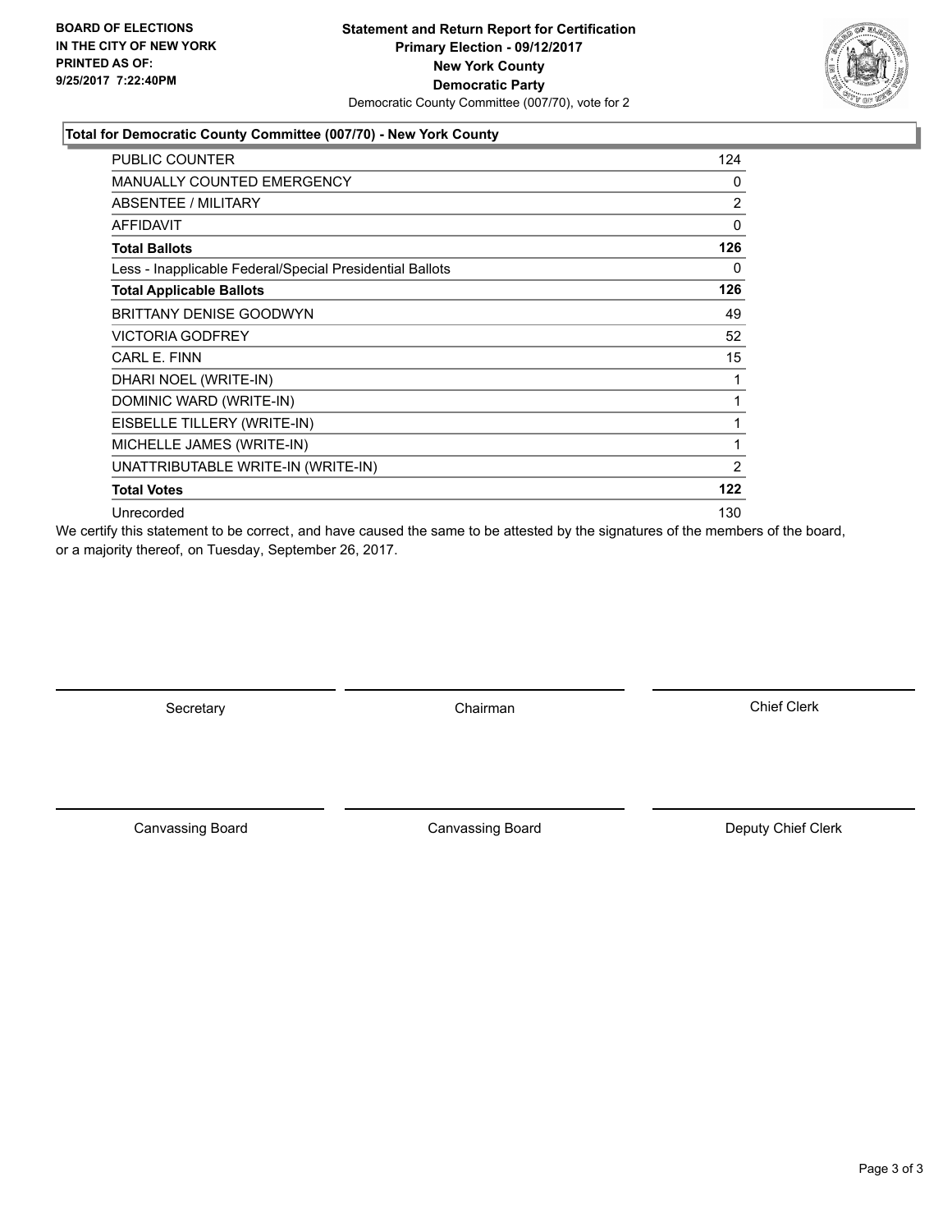**BOARD OF ELECTIONS**
**IN THE CITY OF NEW YORK**
**PRINTED AS OF:**
**9/25/2017 7:22:40PM**

**Statement and Return Report for Certification**
**Primary Election - 09/12/2017**
**New York County**
**Democratic Party**
Democratic County Committee (007/70), vote for 2

### Total for Democratic County Committee (007/70) - New York County

| | |
|---|---|
| PUBLIC COUNTER | 124 |
| MANUALLY COUNTED EMERGENCY | 0 |
| ABSENTEE / MILITARY | 2 |
| AFFIDAVIT | 0 |
| **Total Ballots** | **126** |
| Less - Inapplicable Federal/Special Presidential Ballots | 0 |
| **Total Applicable Ballots** | **126** |
| BRITTANY DENISE GOODWYN | 49 |
| VICTORIA GODFREY | 52 |
| CARL E. FINN | 15 |
| DHARI NOEL (WRITE-IN) | 1 |
| DOMINIC WARD (WRITE-IN) | 1 |
| EISBELLE TILLERY (WRITE-IN) | 1 |
| MICHELLE JAMES (WRITE-IN) | 1 |
| UNATTRIBUTABLE WRITE-IN (WRITE-IN) | 2 |
| **Total Votes** | **122** |
| Unrecorded | 130 |

We certify this statement to be correct, and have caused the same to be attested by the signatures of the members of the board, or a majority thereof, on Tuesday, September 26, 2017.

Secretary

Chairman

Chief Clerk

Canvassing Board

Canvassing Board

Deputy Chief Clerk